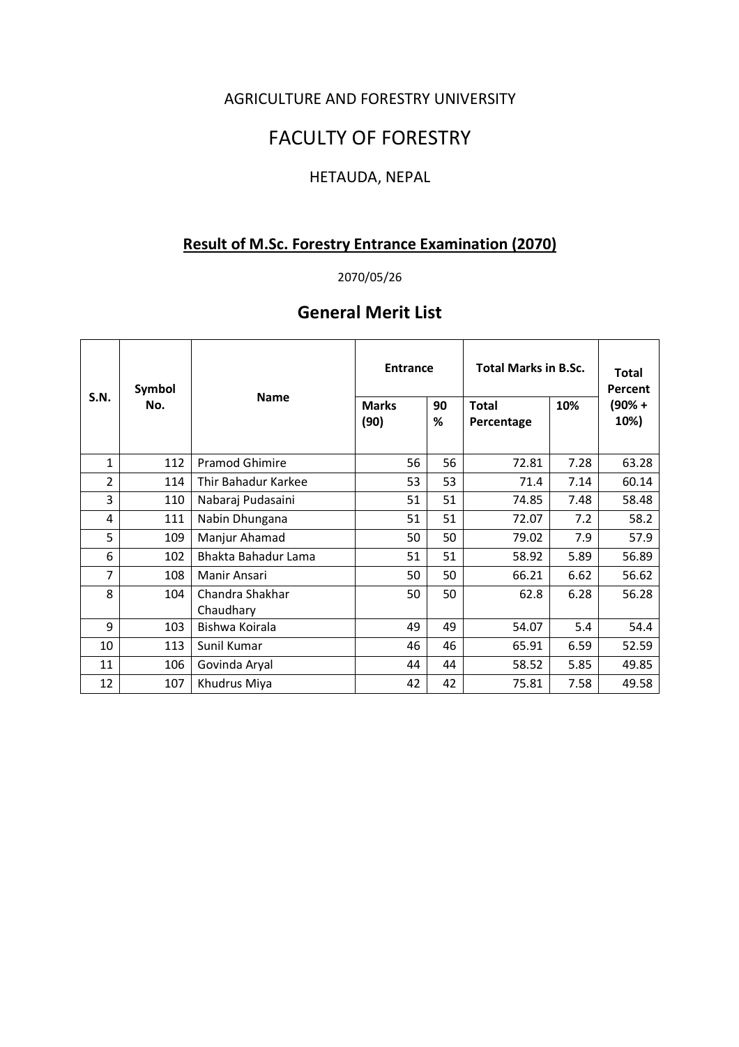AGRICULTURE AND FORESTRY UNIVERSITY

# FACULTY OF FORESTRY

HETAUDA, NEPAL

## Result of M.Sc. Forestry Entrance Examination (2070)

2070/05/26

## General Merit List

| S.N. | Symbol No. | Name | Entrance | | Total Marks in B.Sc. | | Total Percent (90% + 10%) |
|---|---|---|---|---|---|---|---|
| | | | Marks (90) | 90 % | Total Percentage | 10% | |
| 1 | 112 | Pramod Ghimire | 56 | 56 | 72.81 | 7.28 | 63.28 |
| 2 | 114 | Thir Bahadur Karkee | 53 | 53 | 71.4 | 7.14 | 60.14 |
| 3 | 110 | Nabaraj Pudasaini | 51 | 51 | 74.85 | 7.48 | 58.48 |
| 4 | 111 | Nabin Dhungana | 51 | 51 | 72.07 | 7.2 | 58.2 |
| 5 | 109 | Manjur Ahamad | 50 | 50 | 79.02 | 7.9 | 57.9 |
| 6 | 102 | Bhakta Bahadur Lama | 51 | 51 | 58.92 | 5.89 | 56.89 |
| 7 | 108 | Manir Ansari | 50 | 50 | 66.21 | 6.62 | 56.62 |
| 8 | 104 | Chandra Shakhar Chaudhary | 50 | 50 | 62.8 | 6.28 | 56.28 |
| 9 | 103 | Bishwa Koirala | 49 | 49 | 54.07 | 5.4 | 54.4 |
| 10 | 113 | Sunil Kumar | 46 | 46 | 65.91 | 6.59 | 52.59 |
| 11 | 106 | Govinda Aryal | 44 | 44 | 58.52 | 5.85 | 49.85 |
| 12 | 107 | Khudrus Miya | 42 | 42 | 75.81 | 7.58 | 49.58 |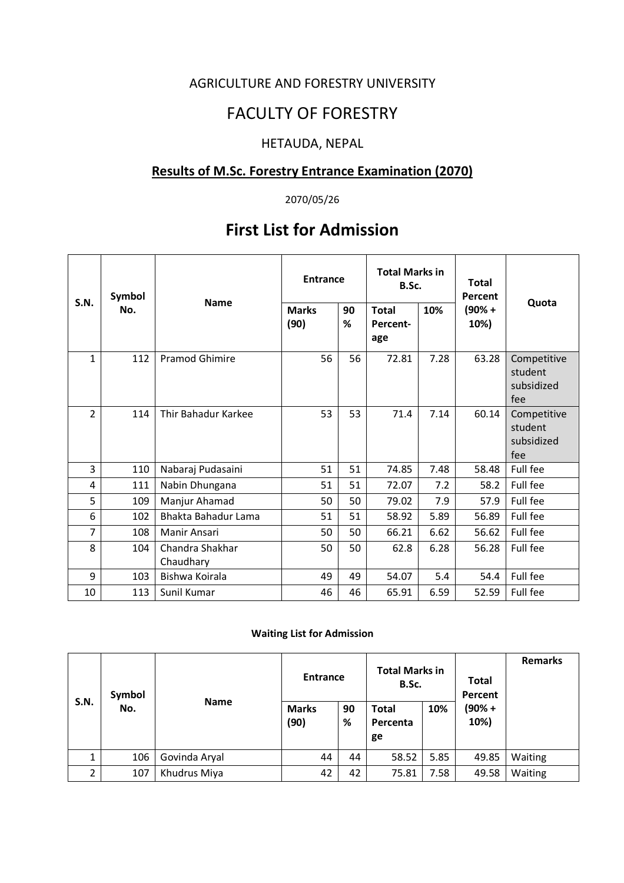AGRICULTURE AND FORESTRY UNIVERSITY

# FACULTY OF FORESTRY

HETAUDA, NEPAL

## Results of M.Sc. Forestry Entrance Examination (2070)

2070/05/26

# First List for Admission

| S.N. | Symbol No. | Name | Entrance | | Total Marks in B.Sc. | | Total Percent (90% + 10%) | Quota |
|---|---|---|---|---|---|---|---|---|
| | | | Marks (90) | 90 % | Total Percent-age | 10% | | |
| 1 | 112 | Pramod Ghimire | 56 | 56 | 72.81 | 7.28 | 63.28 | Competitive student subsidized fee |
| 2 | 114 | Thir Bahadur Karkee | 53 | 53 | 71.4 | 7.14 | 60.14 | Competitive student subsidized fee |
| 3 | 110 | Nabaraj Pudasaini | 51 | 51 | 74.85 | 7.48 | 58.48 | Full fee |
| 4 | 111 | Nabin Dhungana | 51 | 51 | 72.07 | 7.2 | 58.2 | Full fee |
| 5 | 109 | Manjur Ahamad | 50 | 50 | 79.02 | 7.9 | 57.9 | Full fee |
| 6 | 102 | Bhakta Bahadur Lama | 51 | 51 | 58.92 | 5.89 | 56.89 | Full fee |
| 7 | 108 | Manir Ansari | 50 | 50 | 66.21 | 6.62 | 56.62 | Full fee |
| 8 | 104 | Chandra Shakhar Chaudhary | 50 | 50 | 62.8 | 6.28 | 56.28 | Full fee |
| 9 | 103 | Bishwa Koirala | 49 | 49 | 54.07 | 5.4 | 54.4 | Full fee |
| 10 | 113 | Sunil Kumar | 46 | 46 | 65.91 | 6.59 | 52.59 | Full fee |

**Waiting List for Admission**

| S.N. | Symbol No. | Name | Entrance | | Total Marks in B.Sc. | | Total Percent (90% + 10%) | Remarks |
|---|---|---|---|---|---|---|---|---|
| | | | Marks (90) | 90 % | Total Percenta ge | 10% | | |
| 1 | 106 | Govinda Aryal | 44 | 44 | 58.52 | 5.85 | 49.85 | Waiting |
| 2 | 107 | Khudrus Miya | 42 | 42 | 75.81 | 7.58 | 49.58 | Waiting |